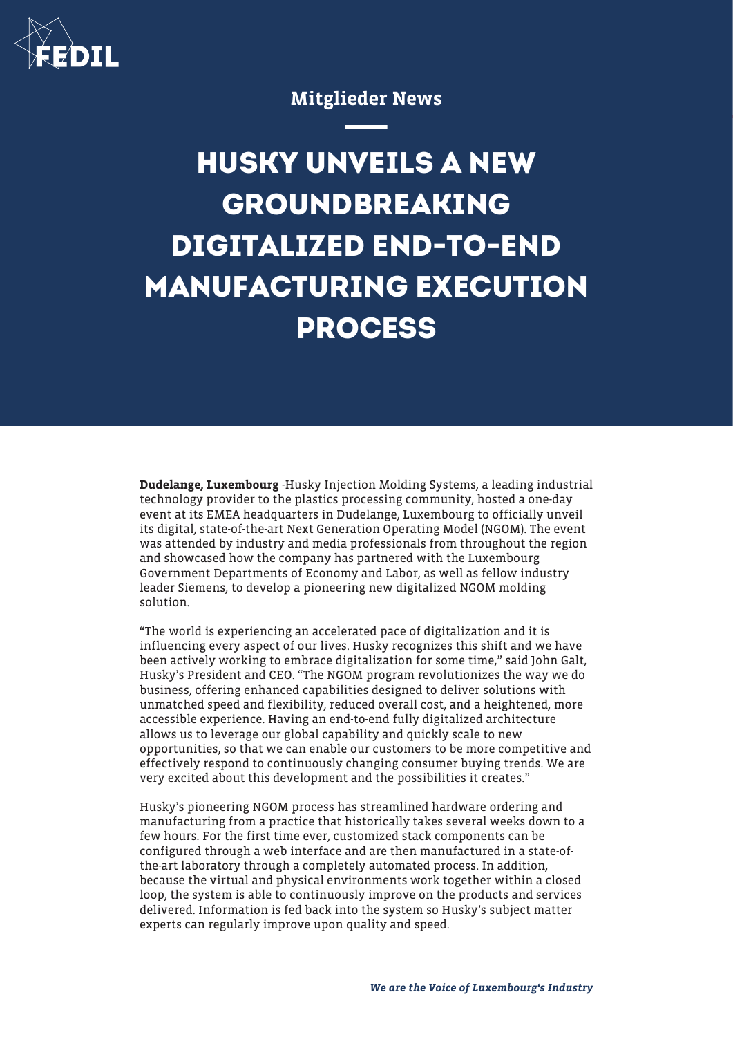Mitglieder News

# HUSKY UNVEILS A NEW GROUNDBREAKING DIGITALIZED END-TO-END MANUFACTURING EXECUTION PROCESS

**Dudelange, Luxembourg** -Husky Injection Molding Systems, a leading industrial technology provider to the plastics processing community, hosted a one-day event at its EMEA headquarters in Dudelange, Luxembourg to officially unveil its digital, state-of-the-art Next Generation Operating Model (NGOM). The event was attended by industry and media professionals from throughout the region and showcased how the company has partnered with the Luxembourg Government Departments of Economy and Labor, as well as fellow industry leader Siemens, to develop a pioneering new digitalized NGOM molding solution.

"The world is experiencing an accelerated pace of digitalization and it is influencing every aspect of our lives. Husky recognizes this shift and we have been actively working to embrace digitalization for some time," said John Galt, Husky's President and CEO. "The NGOM program revolutionizes the way we do business, offering enhanced capabilities designed to deliver solutions with unmatched speed and flexibility, reduced overall cost, and a heightened, more accessible experience. Having an end-to-end fully digitalized architecture allows us to leverage our global capability and quickly scale to new opportunities, so that we can enable our customers to be more competitive and effectively respond to continuously changing consumer buying trends. We are very excited about this development and the possibilities it creates."

Husky's pioneering NGOM process has streamlined hardware ordering and manufacturing from a practice that historically takes several weeks down to a few hours. For the first time ever, customized stack components can be configured through a web interface and are then manufactured in a state-of-the-art laboratory through a completely automated process. In addition, because the virtual and physical environments work together within a closed loop, the system is able to continuously improve on the products and services delivered. Information is fed back into the system so Husky's subject matter experts can regularly improve upon quality and speed.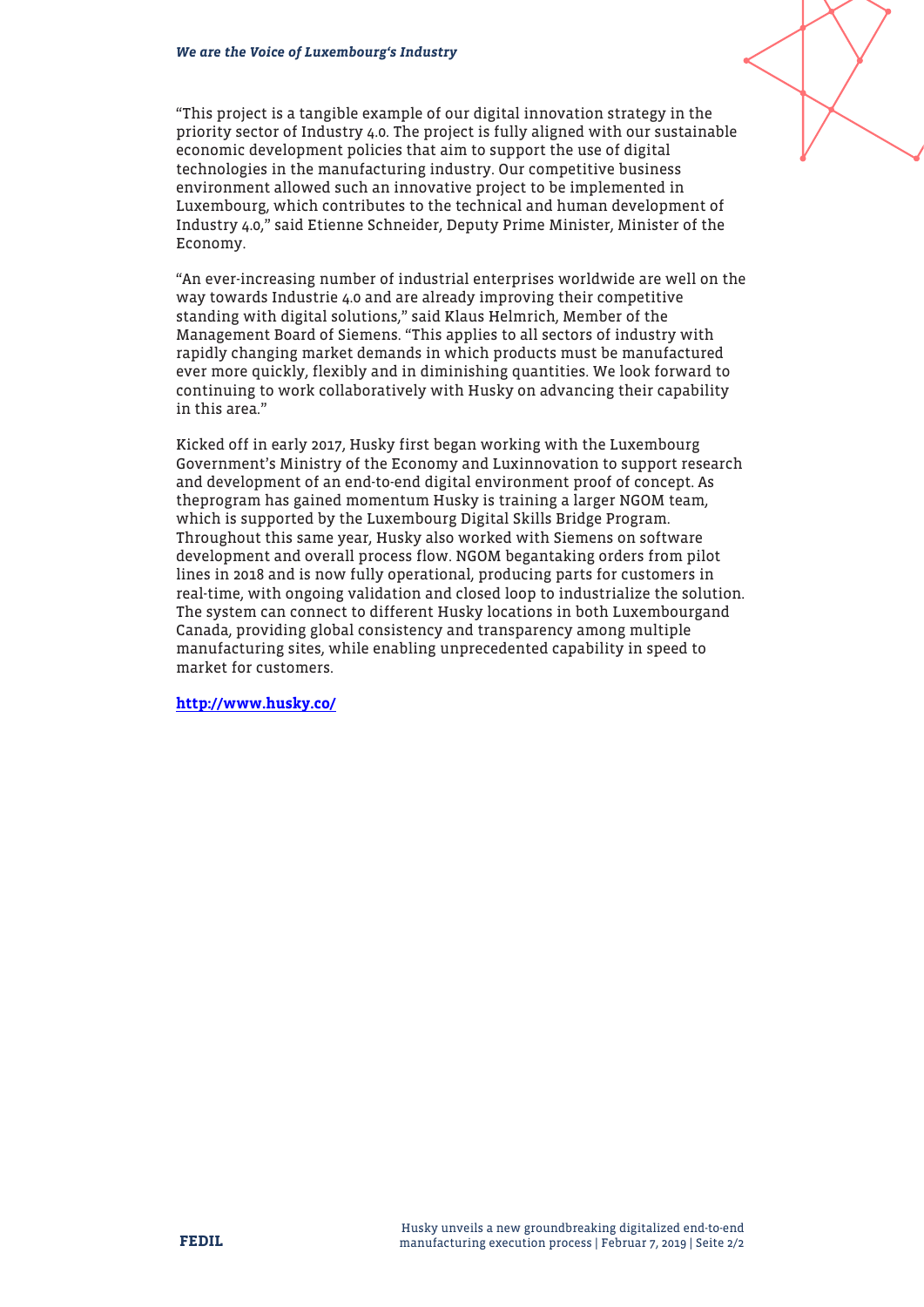“This project is a tangible example of our digital innovation strategy in the priority sector of Industry 4.0. The project is fully aligned with our sustainable economic development policies that aim to support the use of digital technologies in the manufacturing industry. Our competitive business environment allowed such an innovative project to be implemented in Luxembourg, which contributes to the technical and human development of Industry 4.0,” said Etienne Schneider, Deputy Prime Minister, Minister of the Economy.

“An ever-increasing number of industrial enterprises worldwide are well on the way towards Industrie 4.0 and are already improving their competitive standing with digital solutions,” said Klaus Helmrich, Member of the Management Board of Siemens. “This applies to all sectors of industry with rapidly changing market demands in which products must be manufactured ever more quickly, flexibly and in diminishing quantities. We look forward to continuing to work collaboratively with Husky on advancing their capability in this area.”

Kicked off in early 2017, Husky first began working with the Luxembourg Government’s Ministry of the Economy and Luxinnovation to support research and development of an end-to-end digital environment proof of concept. As theprogram has gained momentum Husky is training a larger NGOM team, which is supported by the Luxembourg Digital Skills Bridge Program. Throughout this same year, Husky also worked with Siemens on software development and overall process flow. NGOM begantaking orders from pilot lines in 2018 and is now fully operational, producing parts for customers in real-time, with ongoing validation and closed loop to industrialize the solution. The system can connect to different Husky locations in both Luxembourgand Canada, providing global consistency and transparency among multiple manufacturing sites, while enabling unprecedented capability in speed to market for customers.

**http://www.husky.co/**